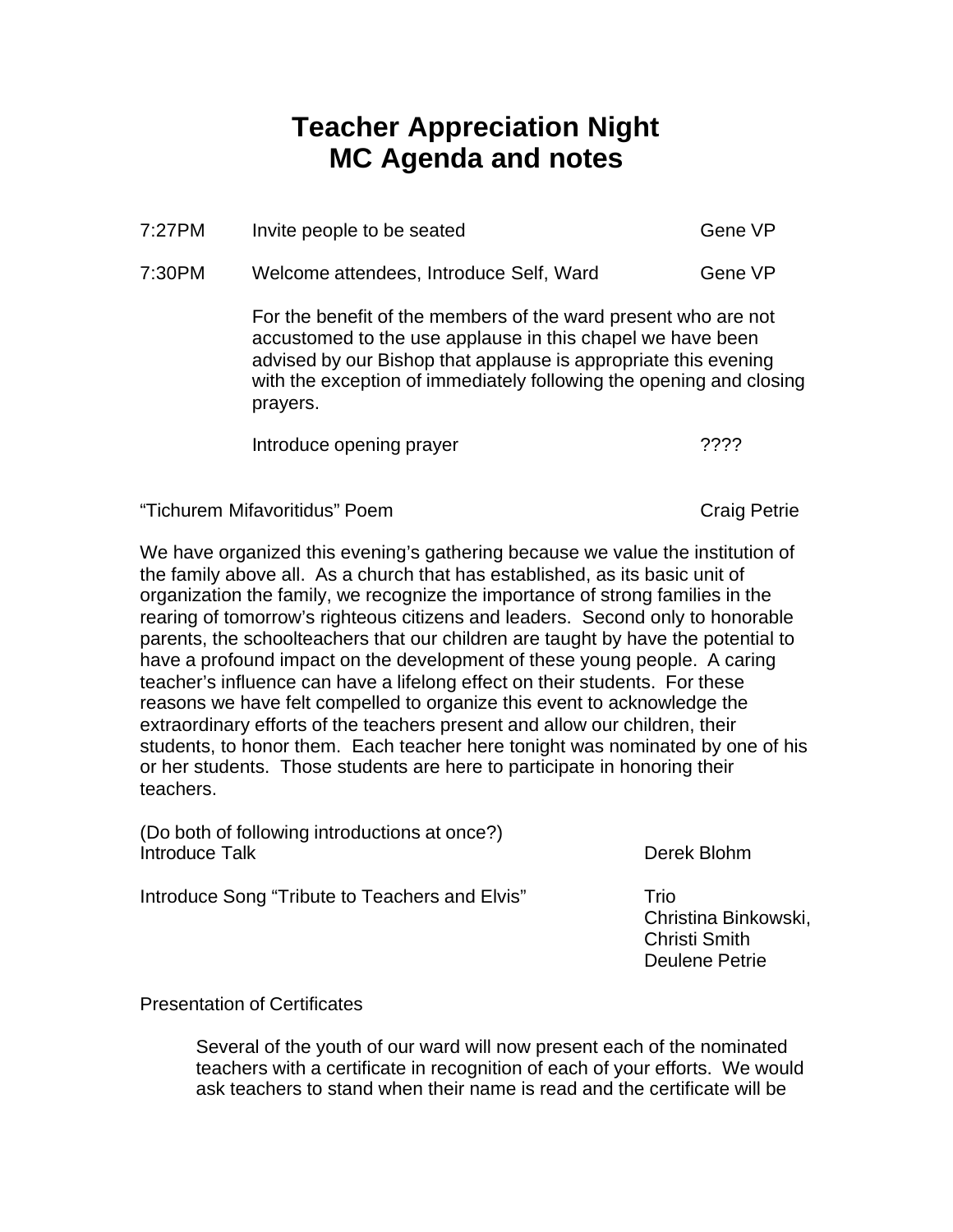# Teacher Appreciation Night
# MC Agenda and notes

| | | |
|---|---|---|
| 7:27PM | Invite people to be seated | Gene VP |
| 7:30PM | Welcome attendees, Introduce Self, Ward | Gene VP |

For the benefit of the members of the ward present who are not accustomed to the use applause in this chapel we have been advised by our Bishop that applause is appropriate this evening with the exception of immediately following the opening and closing prayers.

Introduce opening prayer ????

“Tichurem Mifavoritidus” Poem Craig Petrie

We have organized this evening’s gathering because we value the institution of the family above all. As a church that has established, as its basic unit of organization the family, we recognize the importance of strong families in the rearing of tomorrow’s righteous citizens and leaders. Second only to honorable parents, the schoolteachers that our children are taught by have the potential to have a profound impact on the development of these young people. A caring teacher’s influence can have a lifelong effect on their students. For these reasons we have felt compelled to organize this event to acknowledge the extraordinary efforts of the teachers present and allow our children, their students, to honor them. Each teacher here tonight was nominated by one of his or her students. Those students are here to participate in honoring their teachers.

(Do both of following introductions at once?)
Introduce Talk Derek Blohm

Introduce Song “Tribute to Teachers and Elvis” Trio
Christina Binkowski,
Christi Smith
Deulene Petrie

Presentation of Certificates

Several of the youth of our ward will now present each of the nominated teachers with a certificate in recognition of each of your efforts. We would ask teachers to stand when their name is read and the certificate will be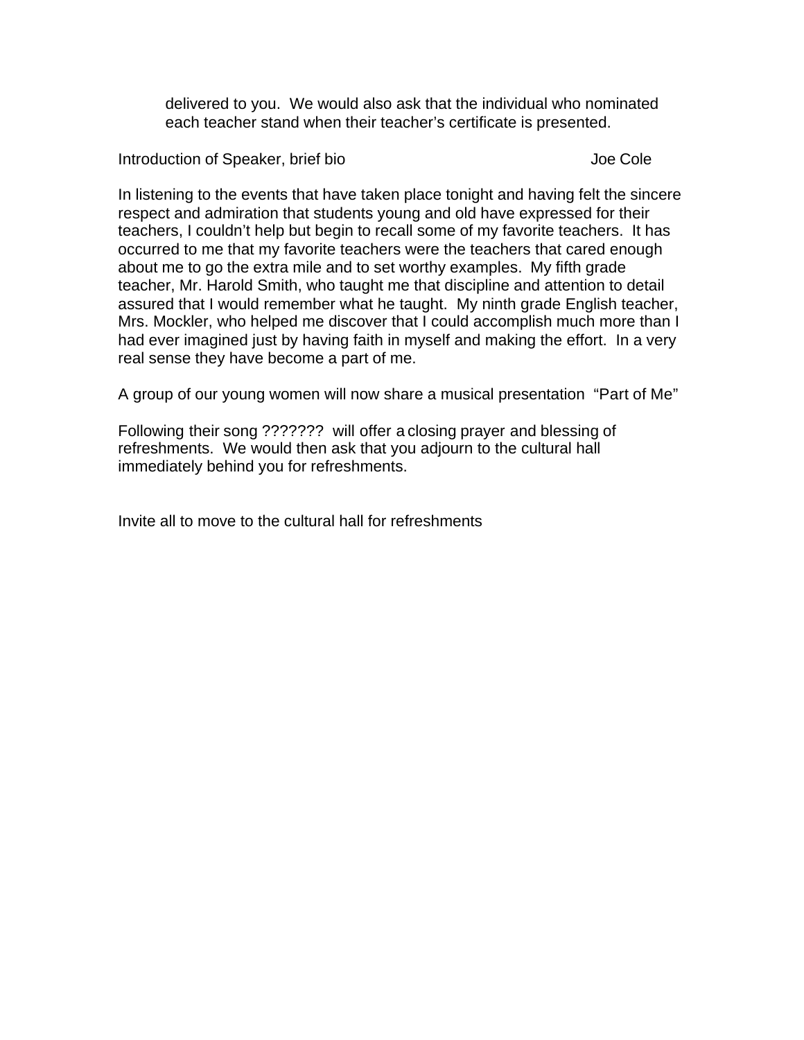delivered to you. We would also ask that the individual who nominated each teacher stand when their teacher's certificate is presented.

Introduction of Speaker, brief bio Joe Cole

In listening to the events that have taken place tonight and having felt the sincere respect and admiration that students young and old have expressed for their teachers, I couldn't help but begin to recall some of my favorite teachers. It has occurred to me that my favorite teachers were the teachers that cared enough about me to go the extra mile and to set worthy examples. My fifth grade teacher, Mr. Harold Smith, who taught me that discipline and attention to detail assured that I would remember what he taught. My ninth grade English teacher, Mrs. Mockler, who helped me discover that I could accomplish much more than I had ever imagined just by having faith in myself and making the effort. In a very real sense they have become a part of me.

A group of our young women will now share a musical presentation "Part of Me"

Following their song ??????? will offer a closing prayer and blessing of refreshments. We would then ask that you adjourn to the cultural hall immediately behind you for refreshments.

Invite all to move to the cultural hall for refreshments